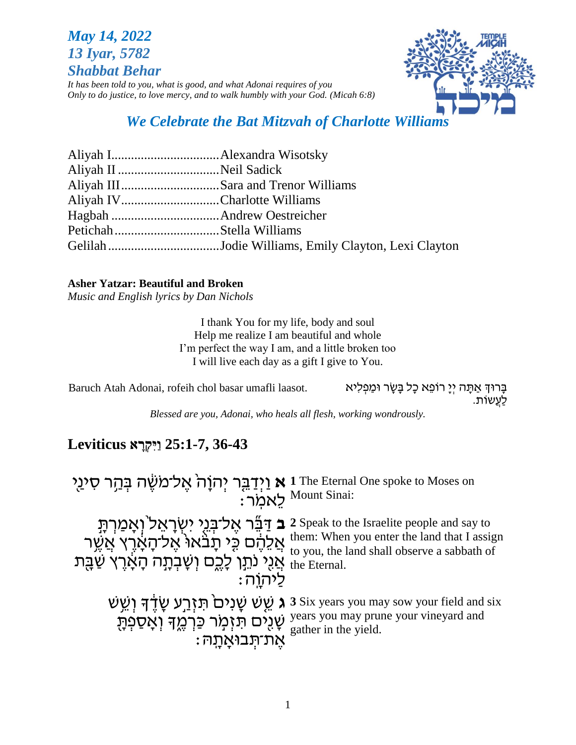***May 14, 2022***
***13 Iyar, 5782***
***Shabbat Behar***

*It has been told to you, what is good, and what Adonai requires of you*
*Only to do justice, to love mercy, and to walk humbly with your God. (Micah 6:8)*

## *We Celebrate the Bat Mitzvah of Charlotte Williams*

Aliyah I................................Alexandra Wisotsky
Aliyah II...............................Neil Sadick
Aliyah III..............................Sara and Trenor Williams
Aliyah IV..............................Charlotte Williams
Hagbah.................................Andrew Oestreicher
Petichah................................Stella Williams
Gelilah..................................Jodie Williams, Emily Clayton, Lexi Clayton

**Asher Yatzar: Beautiful and Broken**
*Music and English lyrics by Dan Nichols*

I thank You for my life, body and soul
Help me realize I am beautiful and whole
I'm perfect the way I am, and a little broken too
I will live each day as a gift I give to You.

Baruch Atah Adonai, rofeih chol basar umafli laasot.

בָּרוּךְ אַתָּה יְיָ רוֹפֵא כָל בָּשָׂר וּמַפְלִיא לַעֲשׂוֹת.

*Blessed are you, Adonai, who heals all flesh, working wondrously.*

## Leviticus וַיִּקְרָא 25:1-7, 36-43

**א** וַיְדַבֵּר יְהוָה אֶל־מֹשֶׁה בְּהַר סִינַי לֵאמֹר׃

**1** The Eternal One spoke to Moses on Mount Sinai:

**ב** דַּבֵּר אֶל־בְּנֵי יִשְׂרָאֵל וְאָמַרְתָּ אֲלֵהֶם כִּי תָבֹאוּ אֶל־הָאָרֶץ אֲשֶׁר אֲנִי נֹתֵן לָכֶם וְשָׁבְתָה הָאָרֶץ שַׁבָּת לַיהוָה׃

**2** Speak to the Israelite people and say to them: When you enter the land that I assign to you, the land shall observe a sabbath of the Eternal.

**ג** שֵׁשׁ שָׁנִים תִּזְרַע שָׂדֶךָ וְשֵׁשׁ שָׁנִים תִּזְמֹר כַּרְמֶךָ וְאָסַפְתָּ אֶת־תְּבוּאָתָהּ׃

**3** Six years you may sow your field and six years you may prune your vineyard and gather in the yield.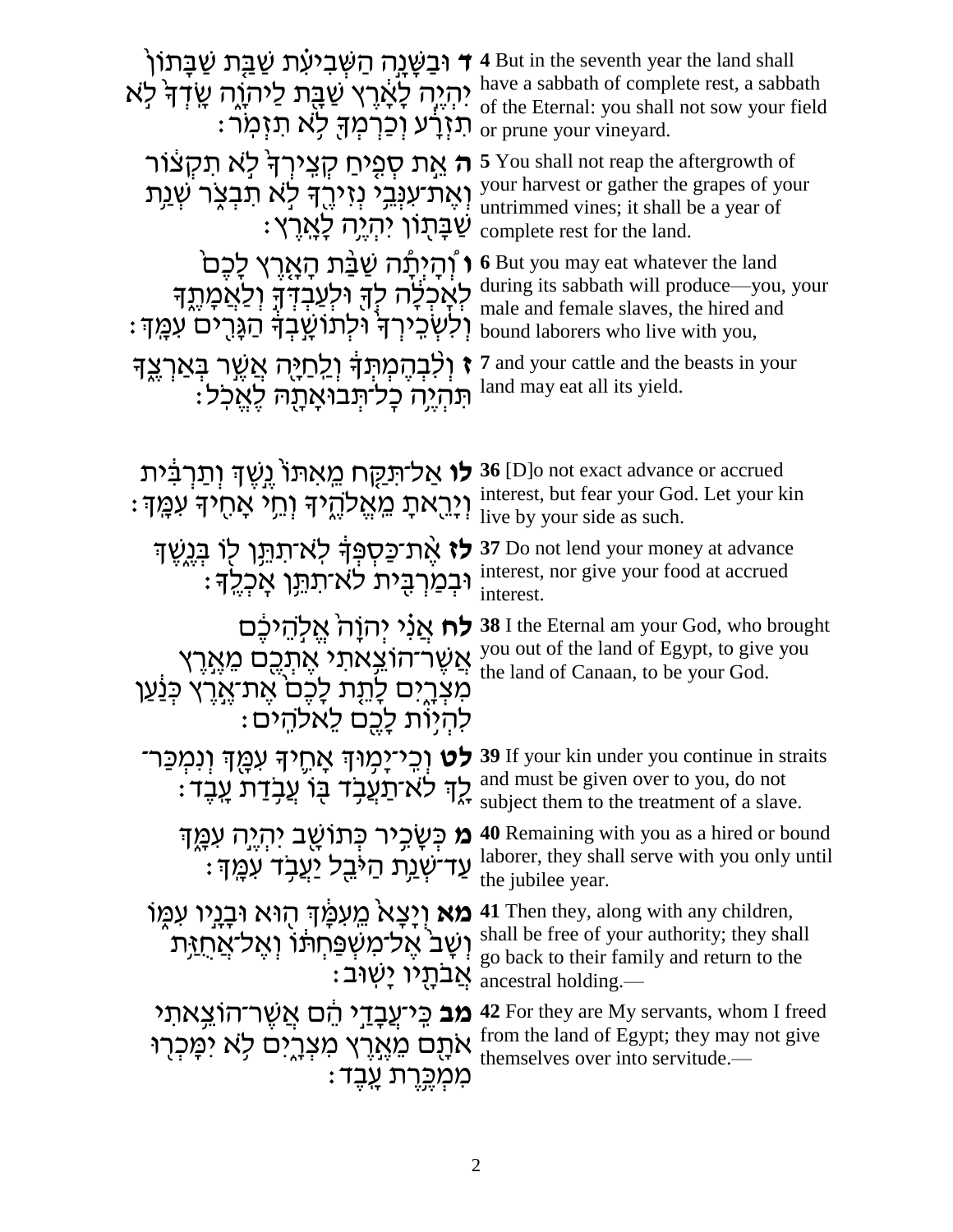**ד** וּבַשָּׁנָה הַשְּׁבִיעִת שַׁבַּת שַׁבָּתוֹן יִהְיֶה לָאָרֶץ שַׁבָּת לַיהוָה שָׂדְךָ לֹא תִזְרָע וְכַרְמְךָ לֹא תִזְמֹר׃

**4** But in the seventh year the land shall have a sabbath of complete rest, a sabbath of the Eternal: you shall not sow your field or prune your vineyard.

**ה** אֵת סְפִיחַ קְצִירְךָ לֹא תִקְצוֹר וְאֶת־עִנְּבֵי נְזִירֶךָ לֹא תִבְצֹר שְׁנַת שַׁבָּתוֹן יִהְיֶה לָאָרֶץ׃

**5** You shall not reap the aftergrowth of your harvest or gather the grapes of your untrimmed vines; it shall be a year of complete rest for the land.

**ו** וְהָיְתָה שַׁבַּת הָאָרֶץ לָכֶם לְאָכְלָה לְךָ וּלְעַבְדְּךָ וְלַאֲמָתֶךָ וְלִשְׂכִירְךָ וּלְתוֹשָׁבְךָ הַגָּרִים עִמָּךְ׃

**6** But you may eat whatever the land during its sabbath will produce—you, your male and female slaves, the hired and bound laborers who live with you,

**ז** וְלִבְהֶמְתְּךָ וְלַחַיָּה אֲשֶׁר בְּאַרְצֶךָ תִּהְיֶה כָל־תְּבוּאָתָהּ לֶאֱכֹל׃

**7** and your cattle and the beasts in your land may eat all its yield.

**לו** אַל־תִּקַּח מֵאִתּוֹ נֶשֶׁךְ וְתַרְבִּית וְיָרֵאתָ מֵאֱלֹהֶיךָ וְחֵי אָחִיךָ עִמָּךְ׃

**36** [D]o not exact advance or accrued interest, but fear your God. Let your kin live by your side as such.

**לז** אֶת־כַּסְפְּךָ לֹא־תִתֵּן לוֹ בְּנֶשֶׁךְ וּבְמַרְבִּית לֹא־תִתֵּן אָכְלֶךָ׃

**37** Do not lend your money at advance interest, nor give your food at accrued interest.

**לח** אֲנִי יְהוָה אֱלֹהֵיכֶם אֲשֶׁר־הוֹצֵאתִי אֶתְכֶם מֵאֶרֶץ מִצְרָיִם לָתֵת לָכֶם אֶת־אֶרֶץ כְּנַעַן לִהְיוֹת לָכֶם לֵאלֹהִים׃

**38** I the Eternal am your God, who brought you out of the land of Egypt, to give you the land of Canaan, to be your God.

**לט** וְכִי־יָמוּךְ אָחִיךָ עִמָּךְ וְנִמְכַּר־לָךְ לֹא־תַעֲבֹד בּוֹ עֲבֹדַת עָבֶד׃

**39** If your kin under you continue in straits and must be given over to you, do not subject them to the treatment of a slave.

**מ** כְּשָׂכִיר כְּתוֹשָׁב יִהְיֶה עִמָּךְ עַד־שְׁנַת הַיֹּבֵל יַעֲבֹד עִמָּךְ׃

**40** Remaining with you as a hired or bound laborer, they shall serve with you only until the jubilee year.

**מא** וְיָצָא מֵעִמָּךְ הוּא וּבָנָיו עִמּוֹ וְשָׁב אֶל־מִשְׁפַּחְתּוֹ וְאֶל־אֲחֻזַּת אֲבֹתָיו יָשׁוּב׃

**41** Then they, along with any children, shall be free of your authority; they shall go back to their family and return to the ancestral holding.—

**מב** כִּי־עֲבָדַי הֵם אֲשֶׁר־הוֹצֵאתִי אֹתָם מֵאֶרֶץ מִצְרָיִם לֹא יִמָּכְרוּ מִמְכֶּרֶת עָבֶד׃

**42** For they are My servants, whom I freed from the land of Egypt; they may not give themselves over into servitude.—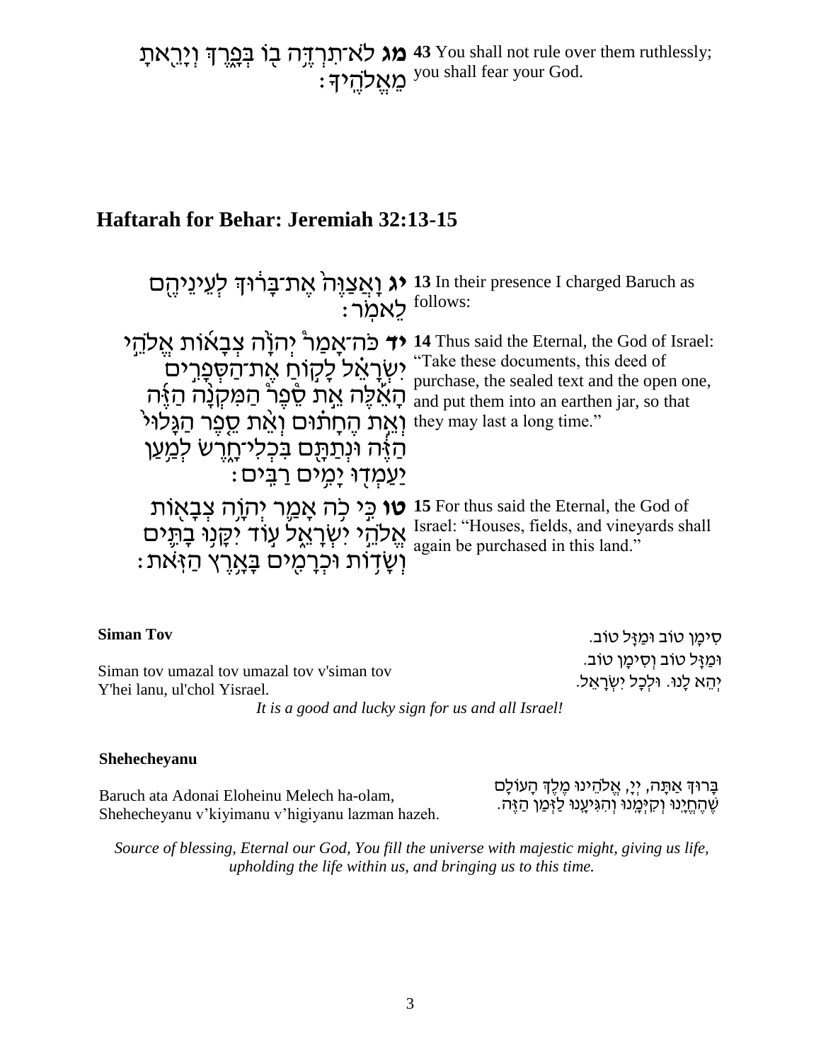| | |
|---|---|
| **מג** לֹא־תִרְדֶּה בוֹ בְּפָרֶךְ וְיָרֵאתָ מֵאֱלֹהֶיךָ׃ | **43** You shall not rule over them ruthlessly; you shall fear your God. |

## Haftarah for Behar: Jeremiah 32:13-15

| | |
|---|---|
| **יג** וָאֲצַוֶּה אֶת־בָּרוּךְ לְעֵינֵיהֶם לֵאמֹר׃ | **13** In their presence I charged Baruch as follows: |
| **יד** כֹּה־אָמַר יְהוָה צְבָאוֹת אֱלֹהֵי יִשְׂרָאֵל לָקוֹחַ אֶת־הַסְּפָרִים הָאֵלֶּה אֵת סֵפֶר הַמִּקְנָה הַזֶּה וְאֵת הֶחָתוּם וְאֵת סֵפֶר הַגָּלוּי הַזֶּה וּנְתַתָּם בִּכְלִי־חָרֶשׂ לְמַעַן יַעַמְדוּ יָמִים רַבִּים׃ | **14** Thus said the Eternal, the God of Israel: "Take these documents, this deed of purchase, the sealed text and the open one, and put them into an earthen jar, so that they may last a long time." |
| **טו** כִּי כֹה אָמַר יְהוָה צְבָאוֹת אֱלֹהֵי יִשְׂרָאֵל עוֹד יִקָּנוּ בָתִּים וְשָׂדוֹת וּכְרָמִים בָּאָרֶץ הַזֹּאת׃ | **15** For thus said the Eternal, the God of Israel: "Houses, fields, and vineyards shall again be purchased in this land." |

### Siman Tov

Siman tov umazal tov umazal tov v'siman tov
Y'hei lanu, ul'chol Yisrael.

סִימָן טוֹב וּמַזָּל טוֹב.
וּמַזָּל טוֹב וְסִימָן טוֹב.
יְהֵא לָנוּ. וּלְכָל יִשְׂרָאֵל.

*It is a good and lucky sign for us and all Israel!*

### Shehecheyanu

Baruch ata Adonai Eloheinu Melech ha-olam,
Shehecheyanu v'kiyimanu v'higiyanu lazman hazeh.

בָּרוּךְ אַתָּה, יְיָ, אֱלֹהֵינוּ מֶלֶךְ הָעוֹלָם
שֶׁהֶחֱיָנוּ וְקִיְּמָנוּ וְהִגִּיעָנוּ לַזְּמַן הַזֶּה.

*Source of blessing, Eternal our God, You fill the universe with majestic might, giving us life, upholding the life within us, and bringing us to this time.*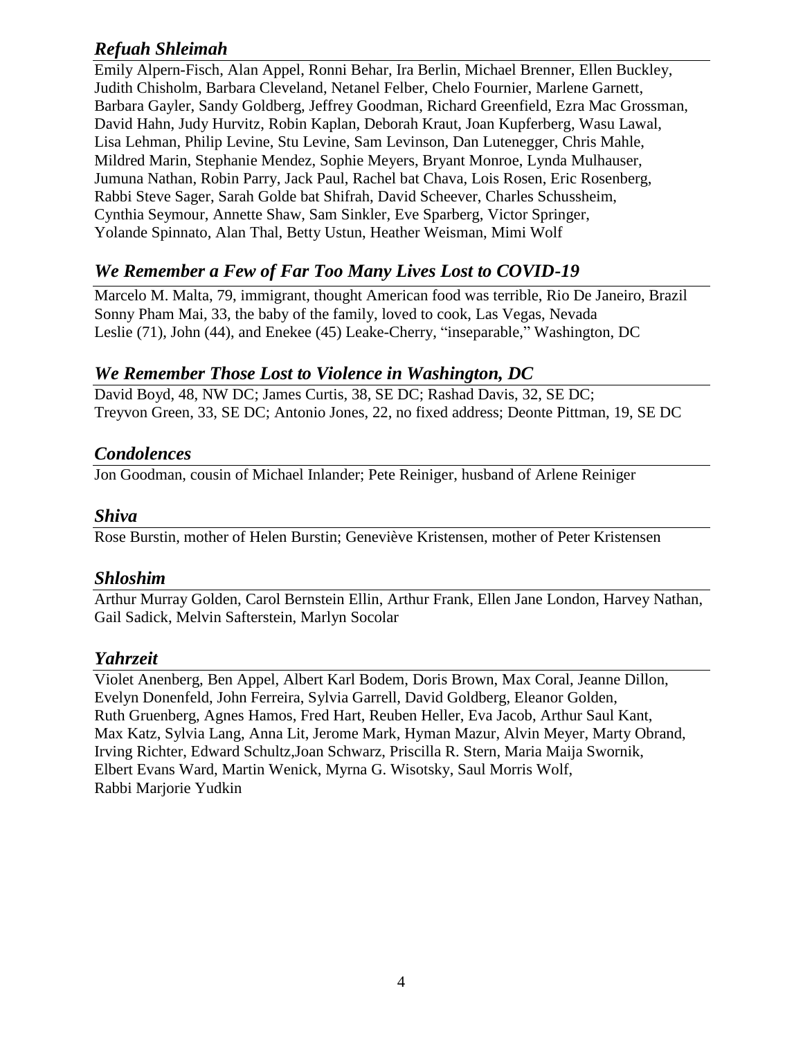## *Refuah Shleimah*

Emily Alpern-Fisch, Alan Appel, Ronni Behar, Ira Berlin, Michael Brenner, Ellen Buckley, Judith Chisholm, Barbara Cleveland, Netanel Felber, Chelo Fournier, Marlene Garnett, Barbara Gayler, Sandy Goldberg, Jeffrey Goodman, Richard Greenfield, Ezra Mac Grossman, David Hahn, Judy Hurvitz, Robin Kaplan, Deborah Kraut, Joan Kupferberg, Wasu Lawal, Lisa Lehman, Philip Levine, Stu Levine, Sam Levinson, Dan Lutenegger, Chris Mahle, Mildred Marin, Stephanie Mendez, Sophie Meyers, Bryant Monroe, Lynda Mulhauser, Jumuna Nathan, Robin Parry, Jack Paul, Rachel bat Chava, Lois Rosen, Eric Rosenberg, Rabbi Steve Sager, Sarah Golde bat Shifrah, David Scheever, Charles Schussheim, Cynthia Seymour, Annette Shaw, Sam Sinkler, Eve Sparberg, Victor Springer, Yolande Spinnato, Alan Thal, Betty Ustun, Heather Weisman, Mimi Wolf

## *We Remember a Few of Far Too Many Lives Lost to COVID-19*

Marcelo M. Malta, 79, immigrant, thought American food was terrible, Rio De Janeiro, Brazil
Sonny Pham Mai, 33, the baby of the family, loved to cook, Las Vegas, Nevada
Leslie (71), John (44), and Enekee (45) Leake-Cherry, "inseparable," Washington, DC

## *We Remember Those Lost to Violence in Washington, DC*

David Boyd, 48, NW DC; James Curtis, 38, SE DC; Rashad Davis, 32, SE DC; Treyvon Green, 33, SE DC; Antonio Jones, 22, no fixed address; Deonte Pittman, 19, SE DC

## *Condolences*

Jon Goodman, cousin of Michael Inlander; Pete Reiniger, husband of Arlene Reiniger

## *Shiva*

Rose Burstin, mother of Helen Burstin; Geneviève Kristensen, mother of Peter Kristensen

## *Shloshim*

Arthur Murray Golden, Carol Bernstein Ellin, Arthur Frank, Ellen Jane London, Harvey Nathan, Gail Sadick, Melvin Safterstein, Marlyn Socolar

## *Yahrzeit*

Violet Anenberg, Ben Appel, Albert Karl Bodem, Doris Brown, Max Coral, Jeanne Dillon, Evelyn Donenfeld, John Ferreira, Sylvia Garrell, David Goldberg, Eleanor Golden, Ruth Gruenberg, Agnes Hamos, Fred Hart, Reuben Heller, Eva Jacob, Arthur Saul Kant, Max Katz, Sylvia Lang, Anna Lit, Jerome Mark, Hyman Mazur, Alvin Meyer, Marty Obrand, Irving Richter, Edward Schultz,Joan Schwarz, Priscilla R. Stern, Maria Maija Swornik, Elbert Evans Ward, Martin Wenick, Myrna G. Wisotsky, Saul Morris Wolf, Rabbi Marjorie Yudkin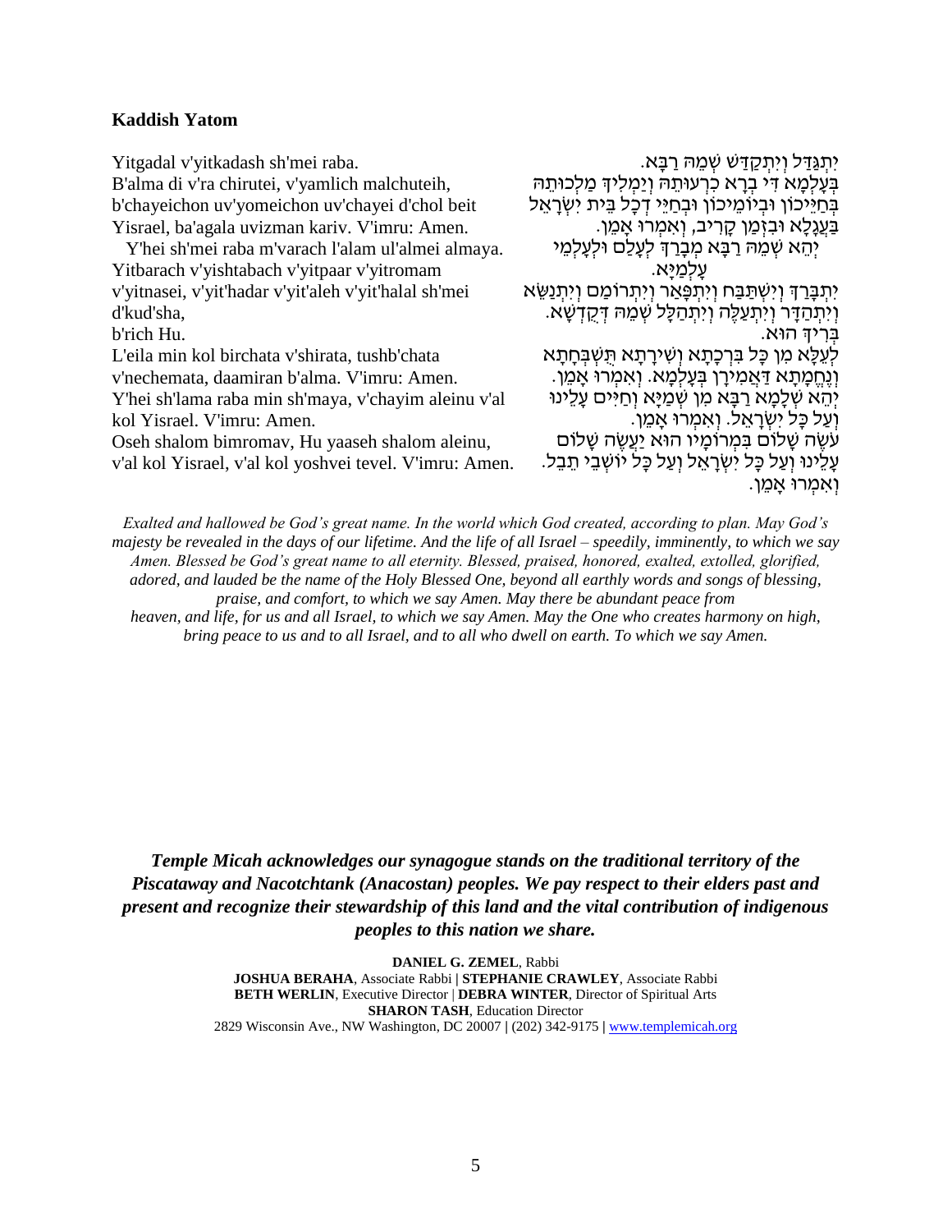**Kaddish Yatom**

Yitgadal v'yitkadash sh'mei raba.
B'alma di v'ra chirutei, v'yamlich malchuteih,
b'chayeichon uv'yomeichon uv'chayei d'chol beit
Yisrael, ba'agala uvizman kariv. V'imru: Amen.
Y'hei sh'mei raba m'varach l'alam ul'almei almaya.
Yitbarach v'yishtabach v'yitpaar v'yitromam
v'yitnasei, v'yit'hadar v'yit'aleh v'yit'halal sh'mei
d'kud'sha,
b'rich Hu.
L'eila min kol birchata v'shirata, tushb'chata
v'nechemata, daamiran b'alma. V'imru: Amen.
Y'hei sh'lama raba min sh'maya, v'chayim aleinu v'al
kol Yisrael. V'imru: Amen.
Oseh shalom bimromav, Hu yaaseh shalom aleinu,
v'al kol Yisrael, v'al kol yoshvei tevel. V'imru: Amen.

יִתְגַּדַּל וְיִתְקַדַּשׁ שְׁמֵהּ רַבָּא.
בְּעָלְמָא דִּי בְרָא כִרְעוּתֵהּ וְיַמְלִיךְ מַלְכוּתֵהּ
בְּחַיֵּיכוֹן וּבְיוֹמֵיכוֹן וּבְחַיֵּי דְכָל בֵּית יִשְׂרָאֵל
בַּעֲגָלָא וּבִזְמַן קָרִיב, וְאִמְרוּ אָמֵן.
יְהֵא שְׁמֵהּ רַבָּא מְבָרַךְ לְעָלַם וּלְעָלְמֵי
עָלְמַיָּא.
יִתְבָּרַךְ וְיִשְׁתַּבַּח וְיִתְפָּאַר וְיִתְרוֹמַם וְיִתְנַשֵּׂא
וְיִתְהַדָּר וְיִתְעַלֶּה וְיִתְהַלָּל שְׁמֵהּ דְּקֻדְשָׁא.
בְּרִיךְ הוּא.
לְעֵלָּא מִן כָּל בִּרְכָתָא וְשִׁירָתָא תֻּשְׁבְּחָתָא
וְנֶחֱמָתָא דַּאֲמִירָן בְּעָלְמָא. וְאִמְרוּ אָמֵן.
יְהֵא שְׁלָמָא רַבָּא מִן שְׁמַיָּא וְחַיִּים עָלֵינוּ
וְעַל כָּל יִשְׂרָאֵל. וְאִמְרוּ אָמֵן.
עֹשֶׂה שָׁלוֹם בִּמְרוֹמָיו הוּא יַעֲשֶׂה שָׁלוֹם
עָלֵינוּ וְעַל כָּל יִשְׂרָאֵל וְעַל כָּל יוֹשְׁבֵי תֵבֵל.
וְאִמְרוּ אָמֵן.

*Exalted and hallowed be God's great name. In the world which God created, according to plan. May God's majesty be revealed in the days of our lifetime. And the life of all Israel – speedily, imminently, to which we say Amen. Blessed be God's great name to all eternity. Blessed, praised, honored, exalted, extolled, glorified, adored, and lauded be the name of the Holy Blessed One, beyond all earthly words and songs of blessing, praise, and comfort, to which we say Amen. May there be abundant peace from heaven, and life, for us and all Israel, to which we say Amen. May the One who creates harmony on high, bring peace to us and to all Israel, and to all who dwell on earth. To which we say Amen.*

***Temple Micah acknowledges our synagogue stands on the traditional territory of the Piscataway and Nacotchtank (Anacostan) peoples. We pay respect to their elders past and present and recognize their stewardship of this land and the vital contribution of indigenous peoples to this nation we share.***

**DANIEL G. ZEMEL**, Rabbi
**JOSHUA BERAHA**, Associate Rabbi | **STEPHANIE CRAWLEY**, Associate Rabbi
**BETH WERLIN**, Executive Director | **DEBRA WINTER**, Director of Spiritual Arts
**SHARON TASH**, Education Director
2829 Wisconsin Ave., NW Washington, DC 20007 | (202) 342-9175 | www.templemicah.org